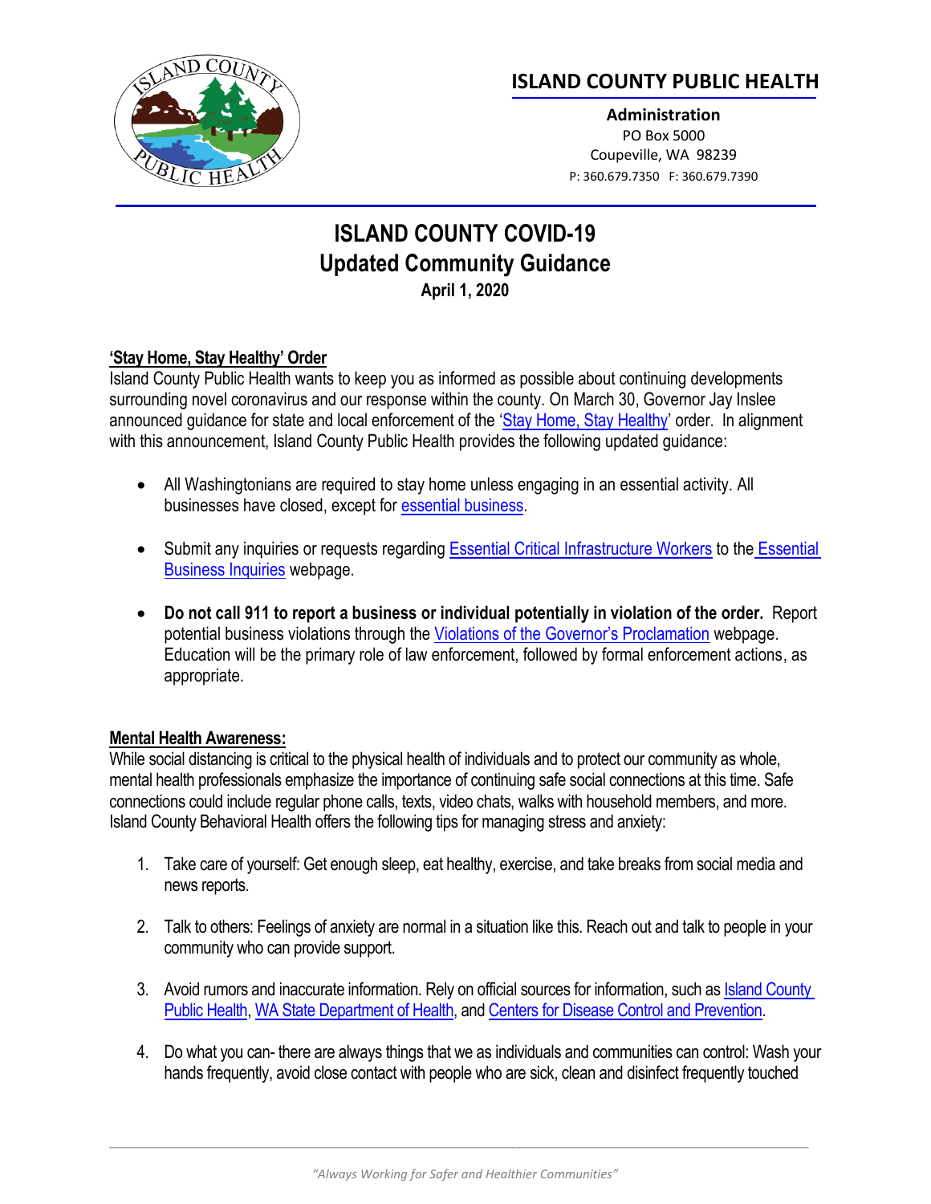## ISLAND COUNTY PUBLIC HEALTH

**Administration**
PO Box 5000
Coupeville, WA 98239
P: 360.679.7350 F: 360.679.7390

# ISLAND COUNTY COVID-19
# Updated Community Guidance
**April 1, 2020**

**'Stay Home, Stay Healthy' Order**

Island County Public Health wants to keep you as informed as possible about continuing developments surrounding novel coronavirus and our response within the county. On March 30, Governor Jay Inslee announced guidance for state and local enforcement of the 'Stay Home, Stay Healthy' order. In alignment with this announcement, Island County Public Health provides the following updated guidance:

- All Washingtonians are required to stay home unless engaging in an essential activity. All businesses have closed, except for essential business.
- Submit any inquiries or requests regarding Essential Critical Infrastructure Workers to the Essential Business Inquiries webpage.
- **Do not call 911 to report a business or individual potentially in violation of the order.** Report potential business violations through the Violations of the Governor's Proclamation webpage. Education will be the primary role of law enforcement, followed by formal enforcement actions, as appropriate.

**Mental Health Awareness:**

While social distancing is critical to the physical health of individuals and to protect our community as whole, mental health professionals emphasize the importance of continuing safe social connections at this time. Safe connections could include regular phone calls, texts, video chats, walks with household members, and more. Island County Behavioral Health offers the following tips for managing stress and anxiety:

1. Take care of yourself: Get enough sleep, eat healthy, exercise, and take breaks from social media and news reports.
2. Talk to others: Feelings of anxiety are normal in a situation like this. Reach out and talk to people in your community who can provide support.
3. Avoid rumors and inaccurate information. Rely on official sources for information, such as Island County Public Health, WA State Department of Health, and Centers for Disease Control and Prevention.
4. Do what you can- there are always things that we as individuals and communities can control: Wash your hands frequently, avoid close contact with people who are sick, clean and disinfect frequently touched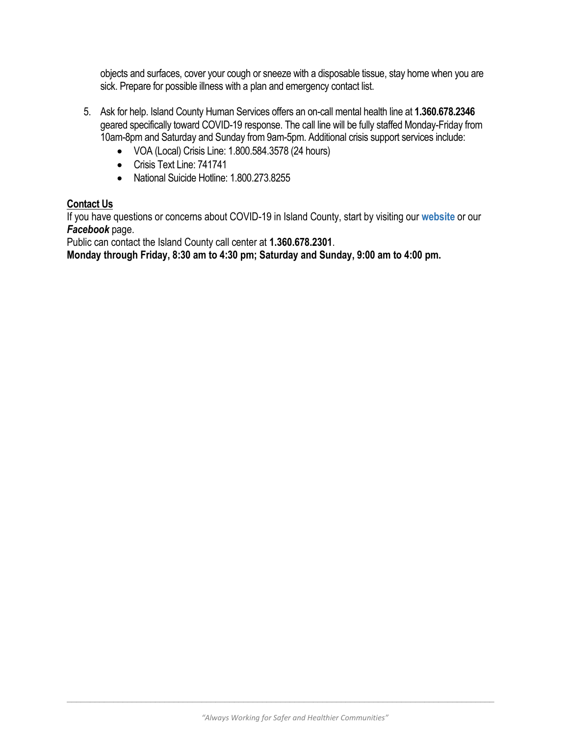objects and surfaces, cover your cough or sneeze with a disposable tissue, stay home when you are sick. Prepare for possible illness with a plan and emergency contact list.

5. Ask for help. Island County Human Services offers an on-call mental health line at **1.360.678.2346** geared specifically toward COVID-19 response. The call line will be fully staffed Monday-Friday from 10am-8pm and Saturday and Sunday from 9am-5pm. Additional crisis support services include:
    - VOA (Local) Crisis Line: 1.800.584.3578 (24 hours)
    - Crisis Text Line: 741741
    - National Suicide Hotline: 1.800.273.8255

**Contact Us**

If you have questions or concerns about COVID-19 in Island County, start by visiting our **website** or our ***Facebook*** page.

Public can contact the Island County call center at **1.360.678.2301**.

**Monday through Friday, 8:30 am to 4:30 pm; Saturday and Sunday, 9:00 am to 4:00 pm.**